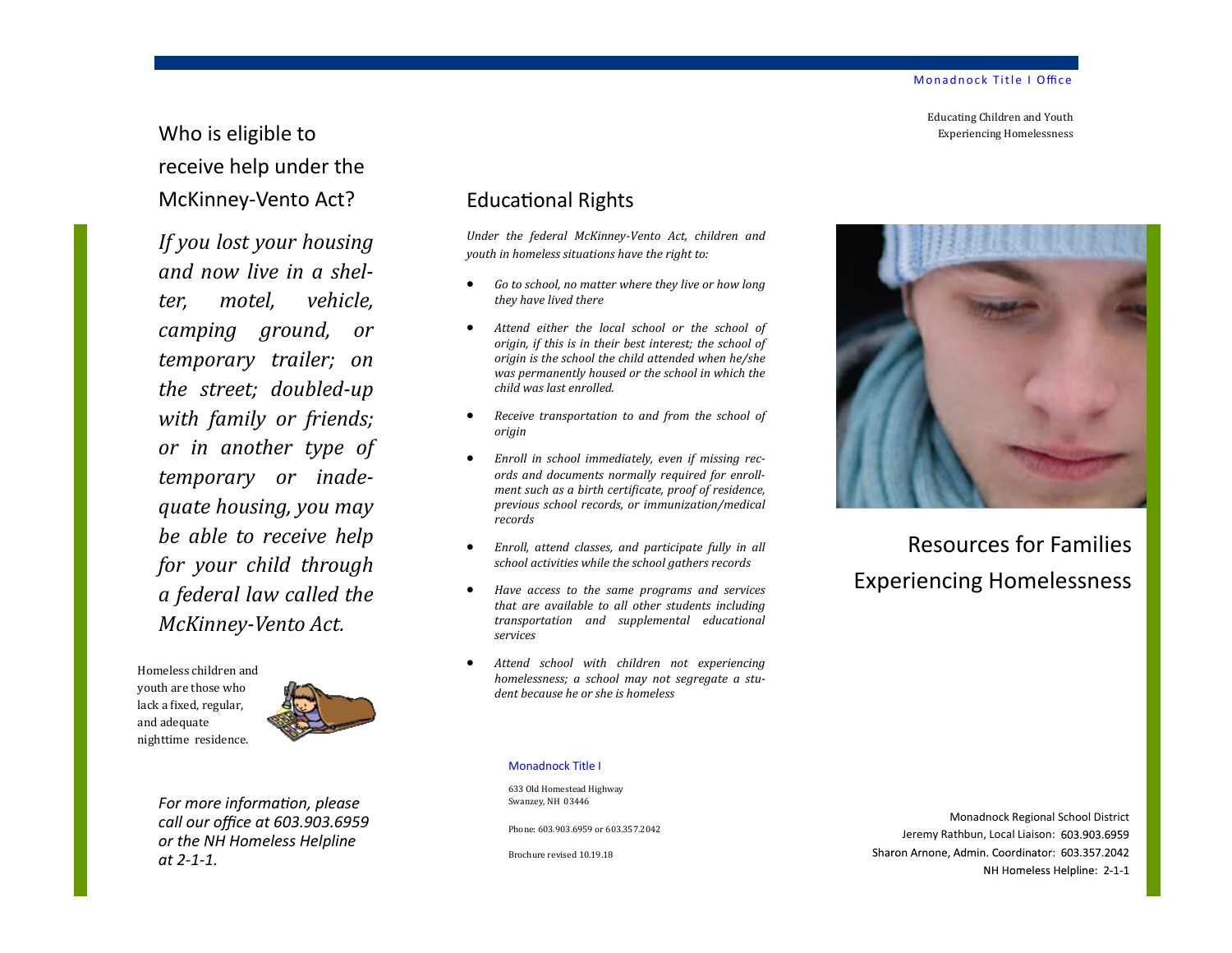Monadnock Title I Office

Educating Children and Youth Experiencing Homelessness

## Who is eligible to receive help under the McKinney-Vento Act?

*If you lost your housing and now live in a shelter, motel, vehicle, camping ground, or temporary trailer; on the street; doubled-up with family or friends; or in another type of temporary or inadequate housing, you may be able to receive help for your child through a federal law called the McKinney-Vento Act.*

Homeless children and youth are those who lack a fixed, regular, and adequate nighttime residence.

*For more information, please call our office at 603.903.6959 or the NH Homeless Helpline at 2-1-1.*

## Educational Rights

*Under the federal McKinney-Vento Act, children and youth in homeless situations have the right to:*

- *Go to school, no matter where they live or how long they have lived there*
- *Attend either the local school or the school of origin, if this is in their best interest; the school of origin is the school the child attended when he/she was permanently housed or the school in which the child was last enrolled.*
- *Receive transportation to and from the school of origin*
- *Enroll in school immediately, even if missing records and documents normally required for enrollment such as a birth certificate, proof of residence, previous school records, or immunization/medical records*
- *Enroll, attend classes, and participate fully in all school activities while the school gathers records*
- *Have access to the same programs and services that are available to all other students including transportation and supplemental educational services*
- *Attend school with children not experiencing homelessness; a school may not segregate a student because he or she is homeless*

Monadnock Title I

633 Old Homestead Highway
Swanzey, NH 03446

Phone: 603.903.6959 or 603.357.2042

Brochure revised 10.19.18

# Resources for Families Experiencing Homelessness

Monadnock Regional School District
Jeremy Rathbun, Local Liaison: 603.903.6959
Sharon Arnone, Admin. Coordinator: 603.357.2042
NH Homeless Helpline: 2-1-1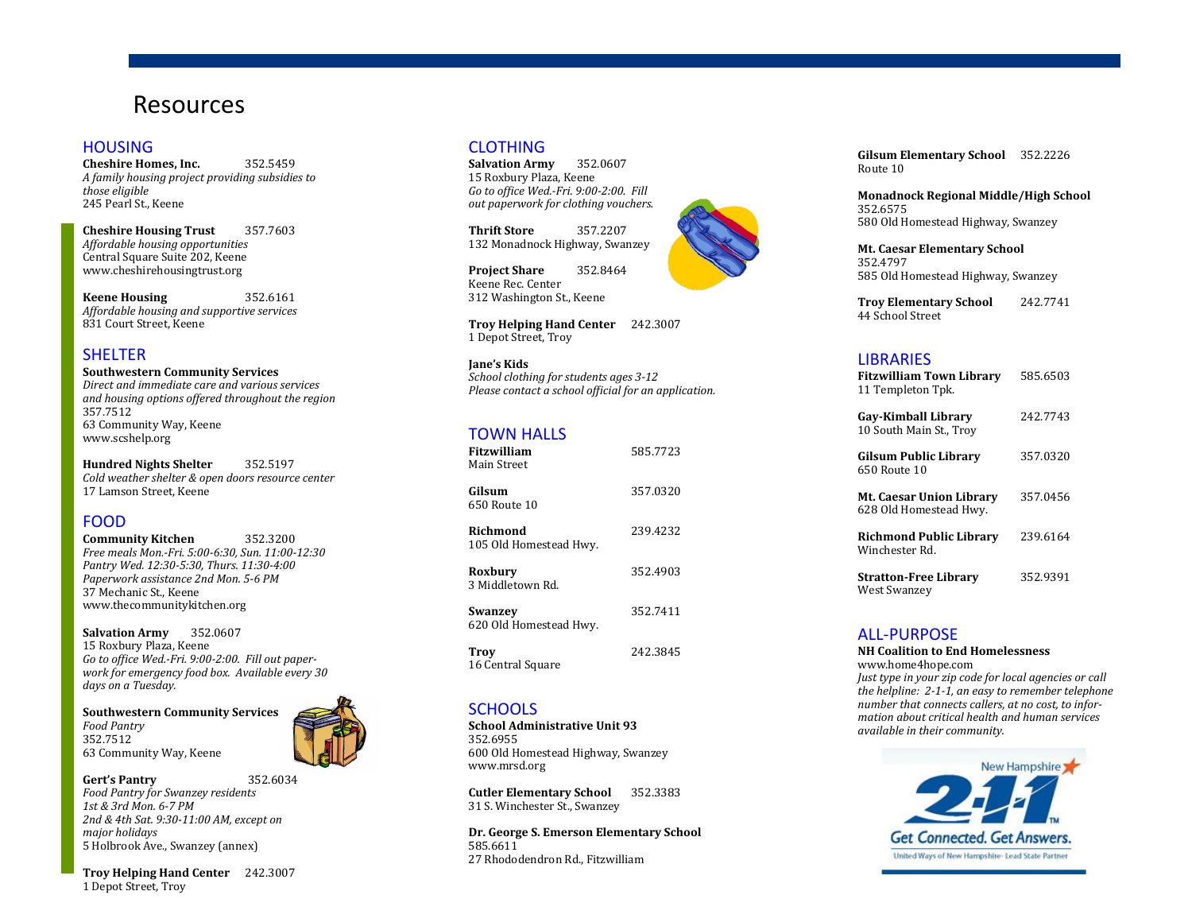# Resources

## HOUSING

**Cheshire Homes, Inc.** 352.5459
*A family housing project providing subsidies to those eligible*
245 Pearl St., Keene

**Cheshire Housing Trust** 357.7603
*Affordable housing opportunities*
Central Square Suite 202, Keene
www.cheshirehousingtrust.org

**Keene Housing** 352.6161
*Affordable housing and supportive services*
831 Court Street, Keene

## SHELTER

**Southwestern Community Services**
*Direct and immediate care and various services and housing options offered throughout the region*
357.7512
63 Community Way, Keene
www.scshelp.org

**Hundred Nights Shelter** 352.5197
*Cold weather shelter & open doors resource center*
17 Lamson Street, Keene

## FOOD

**Community Kitchen** 352.3200
*Free meals Mon.-Fri. 5:00-6:30, Sun. 11:00-12:30*
*Pantry Wed. 12:30-5:30, Thurs. 11:30-4:00*
*Paperwork assistance 2nd Mon. 5-6 PM*
37 Mechanic St., Keene
www.thecommunitykitchen.org

**Salvation Army** 352.0607
15 Roxbury Plaza, Keene
*Go to office Wed.-Fri. 9:00-2:00. Fill out paperwork for emergency food box. Available every 30 days on a Tuesday.*

**Southwestern Community Services**
*Food Pantry*
352.7512
63 Community Way, Keene

**Gert's Pantry** 352.6034
*Food Pantry for Swanzey residents*
*1st & 3rd Mon. 6-7 PM*
*2nd & 4th Sat. 9:30-11:00 AM, except on major holidays*
5 Holbrook Ave., Swanzey (annex)

**Troy Helping Hand Center** 242.3007
1 Depot Street, Troy

## CLOTHING

**Salvation Army** 352.0607
15 Roxbury Plaza, Keene
*Go to office Wed.-Fri. 9:00-2:00. Fill out paperwork for clothing vouchers.*

**Thrift Store** 357.2207
132 Monadnock Highway, Swanzey

**Project Share** 352.8464
Keene Rec. Center
312 Washington St., Keene

**Troy Helping Hand Center** 242.3007
1 Depot Street, Troy

**Jane's Kids**
*School clothing for students ages 3-12*
*Please contact a school official for an application.*

## TOWN HALLS

**Fitzwilliam** 585.7723
Main Street

**Gilsum** 357.0320
650 Route 10

**Richmond** 239.4232
105 Old Homestead Hwy.

**Roxbury** 352.4903
3 Middletown Rd.

**Swanzey** 352.7411
620 Old Homestead Hwy.

**Troy** 242.3845
16 Central Square

## SCHOOLS

**School Administrative Unit 93**
352.6955
600 Old Homestead Highway, Swanzey
www.mrsd.org

**Cutler Elementary School** 352.3383
31 S. Winchester St., Swanzey

**Dr. George S. Emerson Elementary School**
585.6611
27 Rhododendron Rd., Fitzwilliam

**Gilsum Elementary School** 352.2226
Route 10

**Monadnock Regional Middle/High School**
352.6575
580 Old Homestead Highway, Swanzey

**Mt. Caesar Elementary School**
352.4797
585 Old Homestead Highway, Swanzey

**Troy Elementary School** 242.7741
44 School Street

## LIBRARIES

**Fitzwilliam Town Library** 585.6503
11 Templeton Tpk.

**Gay-Kimball Library** 242.7743
10 South Main St., Troy

**Gilsum Public Library** 357.0320
650 Route 10

**Mt. Caesar Union Library** 357.0456
628 Old Homestead Hwy.

**Richmond Public Library** 239.6164
Winchester Rd.

**Stratton-Free Library** 352.9391
West Swanzey

## ALL-PURPOSE

**NH Coalition to End Homelessness**
www.home4hope.com
*Just type in your zip code for local agencies or call the helpline: 2-1-1, an easy to remember telephone number that connects callers, at no cost, to information about critical health and human services available in their community.*

New Hampshire 2-1-1
Get Connected. Get Answers.
United Ways of New Hampshire - Lead State Partner